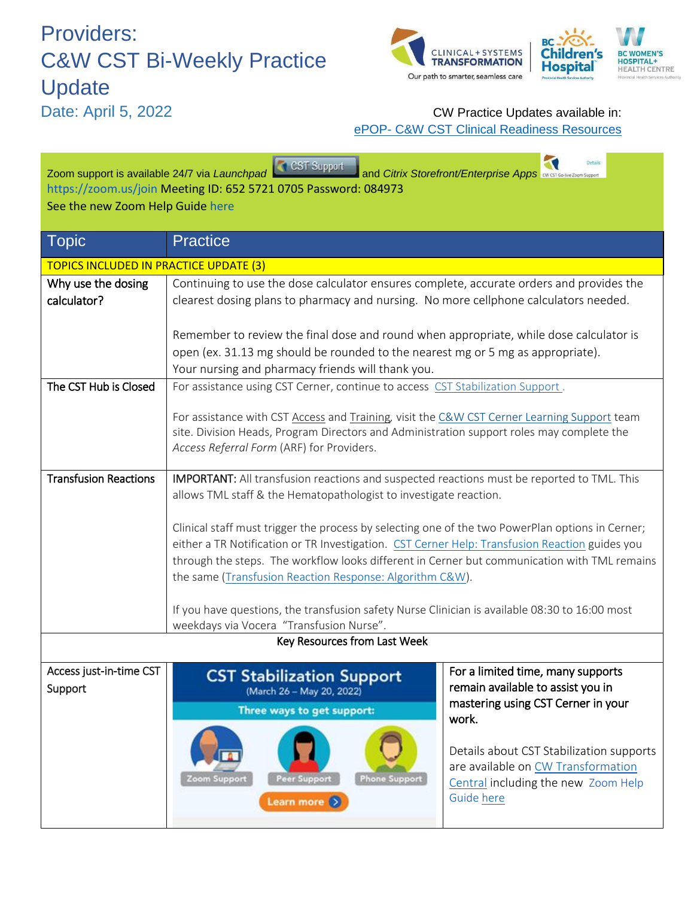# Providers: C&W CST Bi-Weekly Practice Update

Date: April 5, 2022

CW Practice Updates available in: ePOP- C&W CST Clinical Readiness Resources

Zoom support is available 24/7 via *Launchpad* CST Support and *Citrix Storefront/Enterprise Apps*
https://zoom.us/join Meeting ID: 652 5721 0705 Password: 084973
See the new Zoom Help Guide here

| Topic | Practice |
|---|---|
| TOPICS INCLUDED IN PRACTICE UPDATE (3) | |
| Why use the dosing calculator? | Continuing to use the dose calculator ensures complete, accurate orders and provides the clearest dosing plans to pharmacy and nursing. No more cellphone calculators needed.<br><br>Remember to review the final dose and round when appropriate, while dose calculator is open (ex. 31.13 mg should be rounded to the nearest mg or 5 mg as appropriate). Your nursing and pharmacy friends will thank you. |
| The CST Hub is Closed | For assistance using CST Cerner, continue to access CST Stabilization Support .<br><br>For assistance with CST Access and Training, visit the C&W CST Cerner Learning Support team site. Division Heads, Program Directors and Administration support roles may complete the *Access Referral Form* (ARF) for Providers. |
| Transfusion Reactions | **IMPORTANT:** All transfusion reactions and suspected reactions must be reported to TML. This allows TML staff & the Hematopathologist to investigate reaction.<br><br>Clinical staff must trigger the process by selecting one of the two PowerPlan options in Cerner; either a TR Notification or TR Investigation. CST Cerner Help: Transfusion Reaction guides you through the steps. The workflow looks different in Cerner but communication with TML remains the same (Transfusion Reaction Response: Algorithm C&W).<br><br>If you have questions, the transfusion safety Nurse Clinician is available 08:30 to 16:00 most weekdays via Vocera "Transfusion Nurse". |
| Key Resources from Last Week | |
| Access just-in-time CST Support | **CST Stabilization Support** (March 26 – May 20, 2022) Three ways to get support: Zoom Support, Peer Support, Phone Support. Learn more<br><br>**For a limited time, many supports remain available to assist you in mastering using CST Cerner in your work.**<br><br>Details about CST Stabilization supports are available on CW Transformation Central including the new Zoom Help Guide here |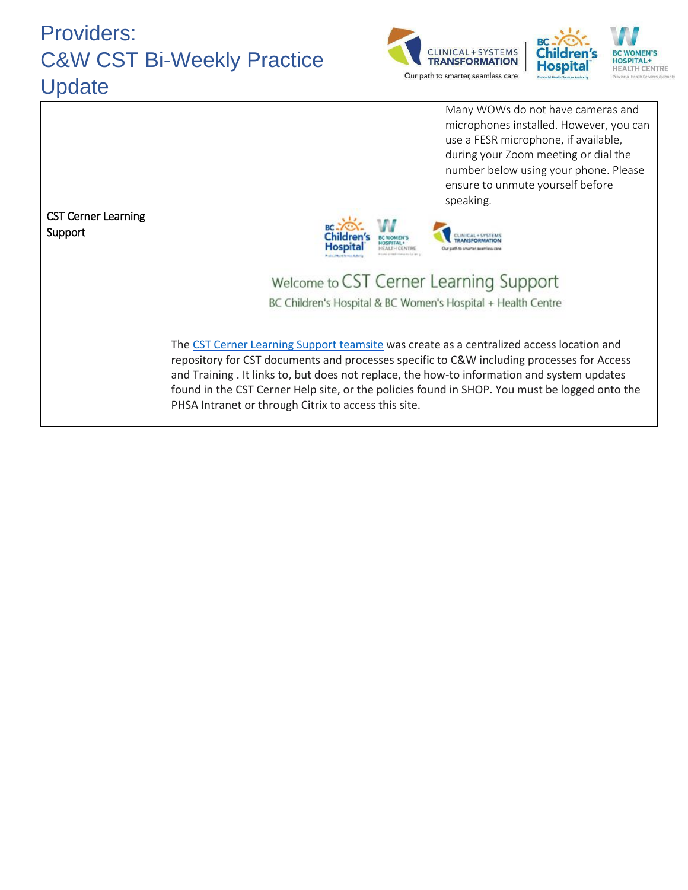| | | |
|---|---|---|
| | | Many WOWs do not have cameras and microphones installed. However, you can use a FESR microphone, if available, during your Zoom meeting or dial the number below using your phone. Please ensure to unmute yourself before speaking. |
| CST Cerner Learning Support | Welcome to CST Cerner Learning Support<br>BC Children's Hospital & BC Women's Hospital + Health Centre<br><br>The CST Cerner Learning Support teamsite was create as a centralized access location and repository for CST documents and processes specific to C&W including processes for Access and Training . It links to, but does not replace, the how-to information and system updates found in the CST Cerner Help site, or the policies found in SHOP. You must be logged onto the PHSA Intranet or through Citrix to access this site. | |